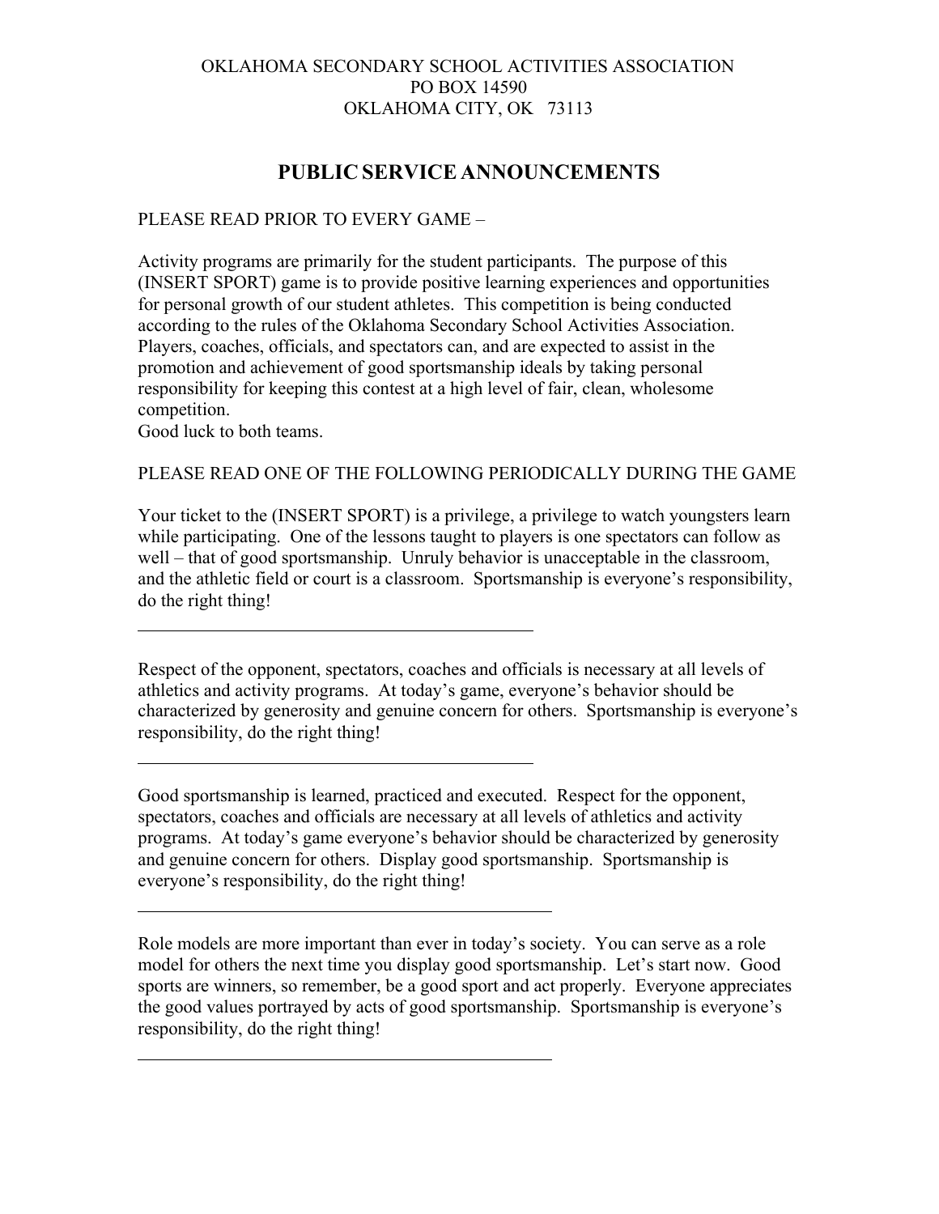OKLAHOMA SECONDARY SCHOOL ACTIVITIES ASSOCIATION
PO BOX 14590
OKLAHOMA CITY, OK 73113

# PUBLIC SERVICE ANNOUNCEMENTS

PLEASE READ PRIOR TO EVERY GAME –

Activity programs are primarily for the student participants. The purpose of this (INSERT SPORT) game is to provide positive learning experiences and opportunities for personal growth of our student athletes. This competition is being conducted according to the rules of the Oklahoma Secondary School Activities Association. Players, coaches, officials, and spectators can, and are expected to assist in the promotion and achievement of good sportsmanship ideals by taking personal responsibility for keeping this contest at a high level of fair, clean, wholesome competition.
Good luck to both teams.

PLEASE READ ONE OF THE FOLLOWING PERIODICALLY DURING THE GAME

Your ticket to the (INSERT SPORT) is a privilege, a privilege to watch youngsters learn while participating. One of the lessons taught to players is one spectators can follow as well – that of good sportsmanship. Unruly behavior is unacceptable in the classroom, and the athletic field or court is a classroom. Sportsmanship is everyone's responsibility, do the right thing!

---

Respect of the opponent, spectators, coaches and officials is necessary at all levels of athletics and activity programs. At today's game, everyone's behavior should be characterized by generosity and genuine concern for others. Sportsmanship is everyone's responsibility, do the right thing!

---

Good sportsmanship is learned, practiced and executed. Respect for the opponent, spectators, coaches and officials are necessary at all levels of athletics and activity programs. At today's game everyone's behavior should be characterized by generosity and genuine concern for others. Display good sportsmanship. Sportsmanship is everyone's responsibility, do the right thing!

---

Role models are more important than ever in today's society. You can serve as a role model for others the next time you display good sportsmanship. Let's start now. Good sports are winners, so remember, be a good sport and act properly. Everyone appreciates the good values portrayed by acts of good sportsmanship. Sportsmanship is everyone's responsibility, do the right thing!

---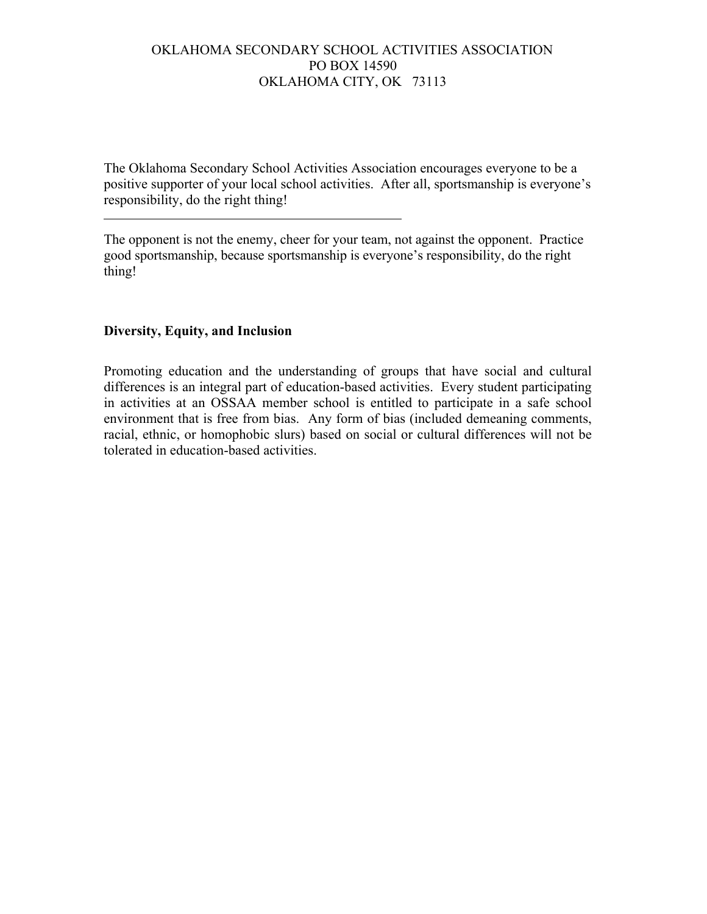OKLAHOMA SECONDARY SCHOOL ACTIVITIES ASSOCIATION
PO BOX 14590
OKLAHOMA CITY, OK 73113

The Oklahoma Secondary School Activities Association encourages everyone to be a positive supporter of your local school activities. After all, sportsmanship is everyone's responsibility, do the right thing!

---

The opponent is not the enemy, cheer for your team, not against the opponent. Practice good sportsmanship, because sportsmanship is everyone's responsibility, do the right thing!

**Diversity, Equity, and Inclusion**

Promoting education and the understanding of groups that have social and cultural differences is an integral part of education-based activities. Every student participating in activities at an OSSAA member school is entitled to participate in a safe school environment that is free from bias. Any form of bias (included demeaning comments, racial, ethnic, or homophobic slurs) based on social or cultural differences will not be tolerated in education-based activities.